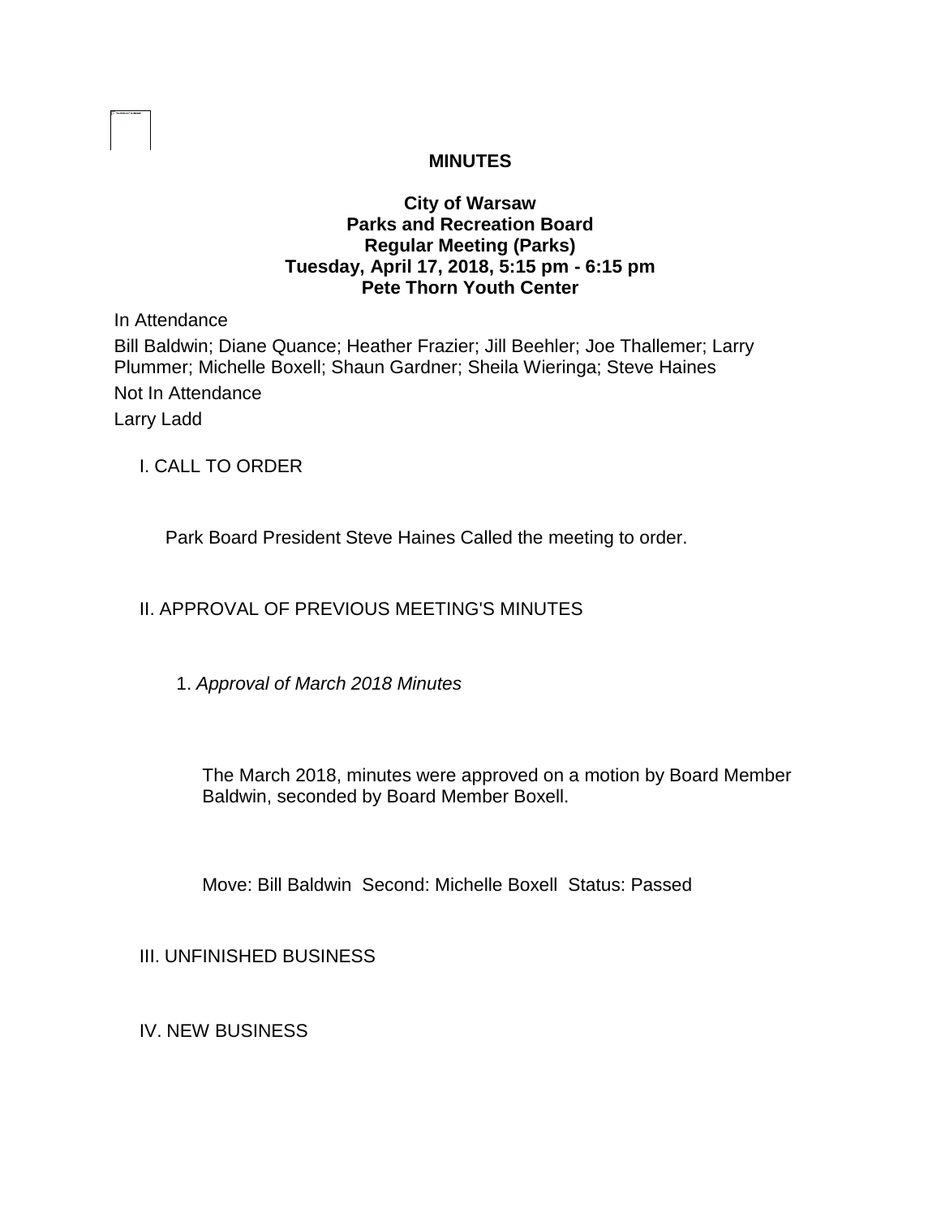**MINUTES**

**City of Warsaw**
**Parks and Recreation Board**
**Regular Meeting (Parks)**
**Tuesday, April 17, 2018, 5:15 pm - 6:15 pm**
**Pete Thorn Youth Center**

In Attendance

Bill Baldwin; Diane Quance; Heather Frazier; Jill Beehler; Joe Thallemer; Larry Plummer; Michelle Boxell; Shaun Gardner; Sheila Wieringa; Steve Haines

Not In Attendance

Larry Ladd

I. CALL TO ORDER

Park Board President Steve Haines Called the meeting to order.

II. APPROVAL OF PREVIOUS MEETING'S MINUTES

1. *Approval of March 2018 Minutes*

The March 2018, minutes were approved on a motion by Board Member Baldwin, seconded by Board Member Boxell.

Move: Bill Baldwin Second: Michelle Boxell Status: Passed

III. UNFINISHED BUSINESS

IV. NEW BUSINESS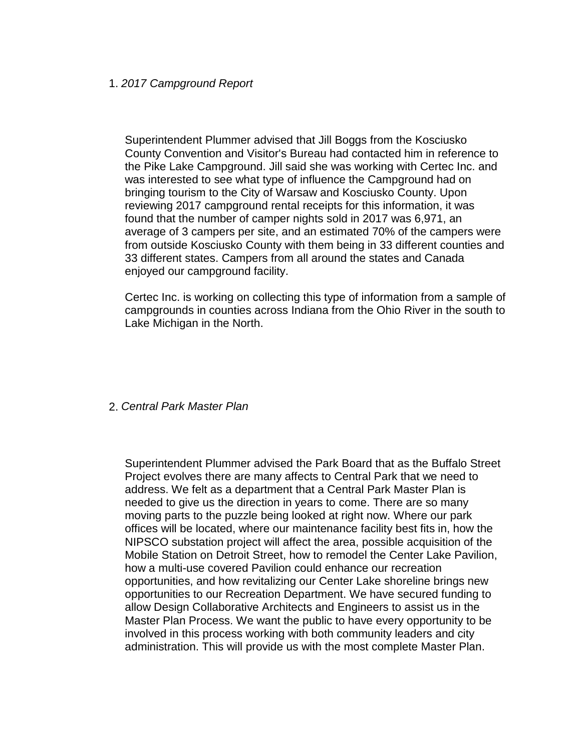1. *2017 Campground Report*

   Superintendent Plummer advised that Jill Boggs from the Kosciusko County Convention and Visitor's Bureau had contacted him in reference to the Pike Lake Campground. Jill said she was working with Certec Inc. and was interested to see what type of influence the Campground had on bringing tourism to the City of Warsaw and Kosciusko County. Upon reviewing 2017 campground rental receipts for this information, it was found that the number of camper nights sold in 2017 was 6,971, an average of 3 campers per site, and an estimated 70% of the campers were from outside Kosciusko County with them being in 33 different counties and 33 different states. Campers from all around the states and Canada enjoyed our campground facility.

   Certec Inc. is working on collecting this type of information from a sample of campgrounds in counties across Indiana from the Ohio River in the south to Lake Michigan in the North.

2. *Central Park Master Plan*

   Superintendent Plummer advised the Park Board that as the Buffalo Street Project evolves there are many affects to Central Park that we need to address. We felt as a department that a Central Park Master Plan is needed to give us the direction in years to come. There are so many moving parts to the puzzle being looked at right now. Where our park offices will be located, where our maintenance facility best fits in, how the NIPSCO substation project will affect the area, possible acquisition of the Mobile Station on Detroit Street, how to remodel the Center Lake Pavilion, how a multi-use covered Pavilion could enhance our recreation opportunities, and how revitalizing our Center Lake shoreline brings new opportunities to our Recreation Department. We have secured funding to allow Design Collaborative Architects and Engineers to assist us in the Master Plan Process. We want the public to have every opportunity to be involved in this process working with both community leaders and city administration. This will provide us with the most complete Master Plan.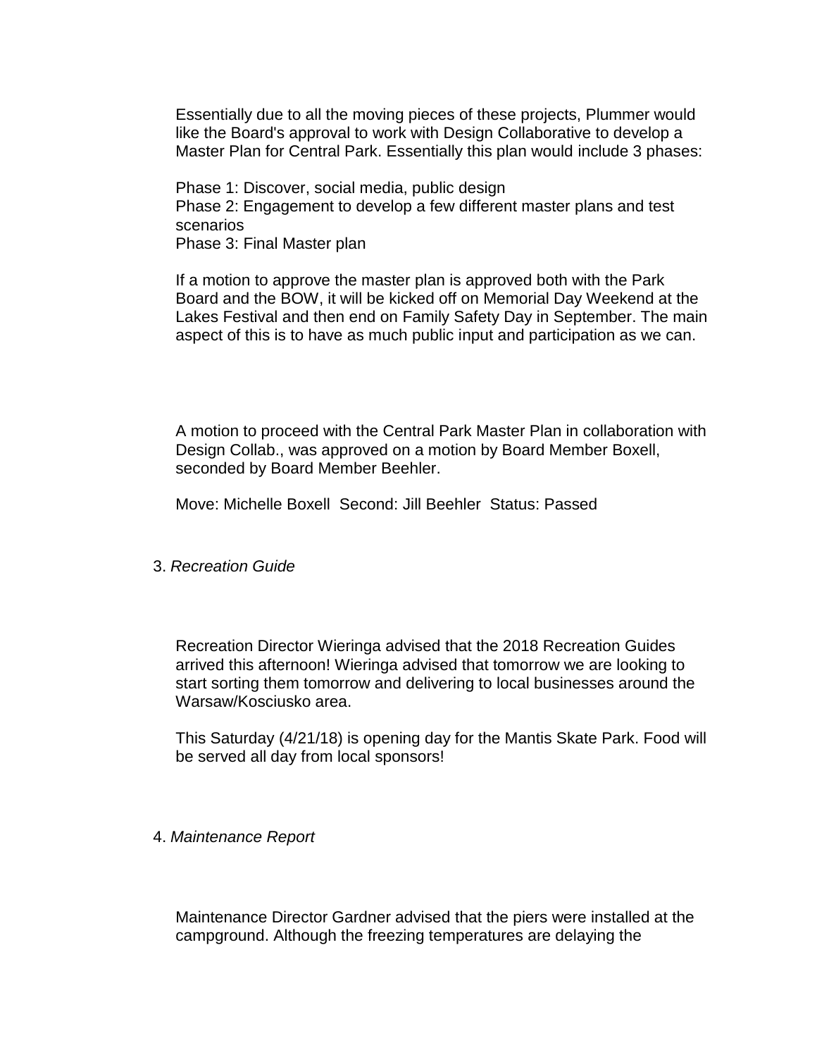Essentially due to all the moving pieces of these projects, Plummer would like the Board's approval to work with Design Collaborative to develop a Master Plan for Central Park. Essentially this plan would include 3 phases:

Phase 1: Discover, social media, public design
Phase 2: Engagement to develop a few different master plans and test scenarios
Phase 3: Final Master plan

If a motion to approve the master plan is approved both with the Park Board and the BOW, it will be kicked off on Memorial Day Weekend at the Lakes Festival and then end on Family Safety Day in September. The main aspect of this is to have as much public input and participation as we can.

A motion to proceed with the Central Park Master Plan in collaboration with Design Collab., was approved on a motion by Board Member Boxell, seconded by Board Member Beehler.

Move: Michelle Boxell  Second: Jill Beehler  Status: Passed

3. *Recreation Guide*

Recreation Director Wieringa advised that the 2018 Recreation Guides arrived this afternoon! Wieringa advised that tomorrow we are looking to start sorting them tomorrow and delivering to local businesses around the Warsaw/Kosciusko area.

This Saturday (4/21/18) is opening day for the Mantis Skate Park. Food will be served all day from local sponsors!

4. *Maintenance Report*

Maintenance Director Gardner advised that the piers were installed at the campground. Although the freezing temperatures are delaying the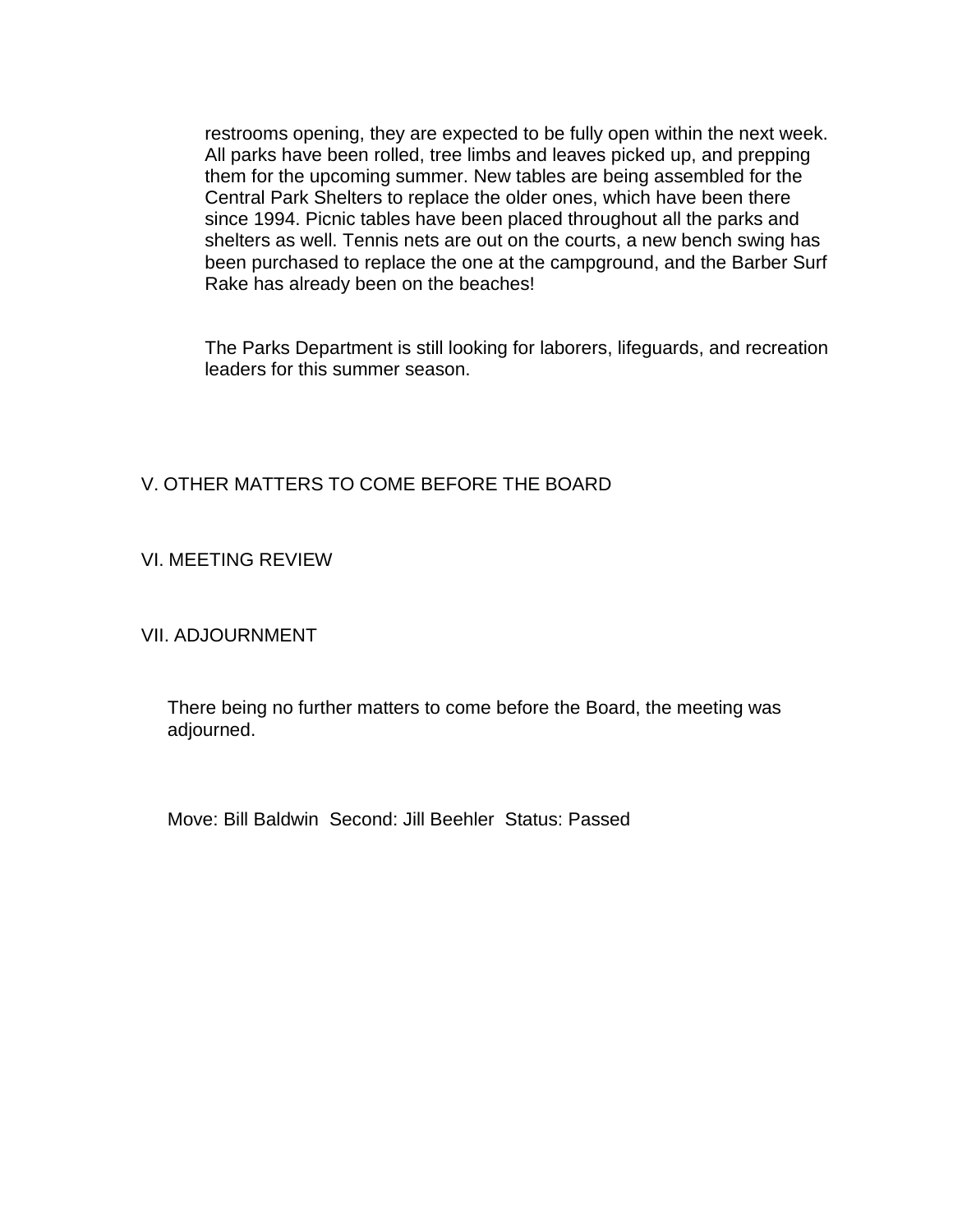restrooms opening, they are expected to be fully open within the next week. All parks have been rolled, tree limbs and leaves picked up, and prepping them for the upcoming summer. New tables are being assembled for the Central Park Shelters to replace the older ones, which have been there since 1994. Picnic tables have been placed throughout all the parks and shelters as well. Tennis nets are out on the courts, a new bench swing has been purchased to replace the one at the campground, and the Barber Surf Rake has already been on the beaches!

The Parks Department is still looking for laborers, lifeguards, and recreation leaders for this summer season.

## V. OTHER MATTERS TO COME BEFORE THE BOARD

## VI. MEETING REVIEW

## VII. ADJOURNMENT

There being no further matters to come before the Board, the meeting was adjourned.

Move: Bill Baldwin Second: Jill Beehler Status: Passed